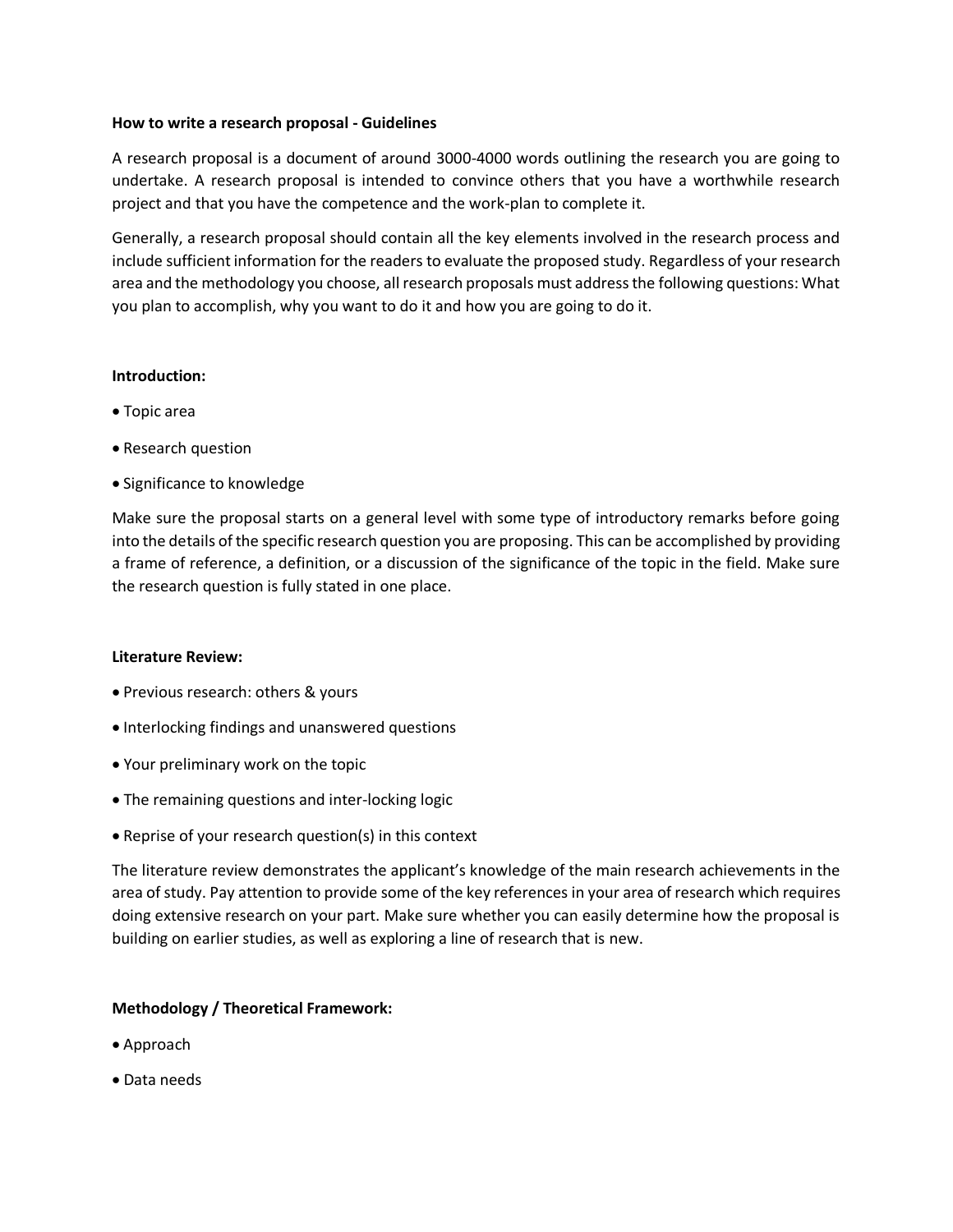**How to write a research proposal - Guidelines**

A research proposal is a document of around 3000-4000 words outlining the research you are going to undertake. A research proposal is intended to convince others that you have a worthwhile research project and that you have the competence and the work-plan to complete it.

Generally, a research proposal should contain all the key elements involved in the research process and include sufficient information for the readers to evaluate the proposed study. Regardless of your research area and the methodology you choose, all research proposals must address the following questions: What you plan to accomplish, why you want to do it and how you are going to do it.

**Introduction:**

- Topic area
- Research question
- Significance to knowledge

Make sure the proposal starts on a general level with some type of introductory remarks before going into the details of the specific research question you are proposing. This can be accomplished by providing a frame of reference, a definition, or a discussion of the significance of the topic in the field. Make sure the research question is fully stated in one place.

**Literature Review:**

- Previous research: others & yours
- Interlocking findings and unanswered questions
- Your preliminary work on the topic
- The remaining questions and inter-locking logic
- Reprise of your research question(s) in this context

The literature review demonstrates the applicant's knowledge of the main research achievements in the area of study. Pay attention to provide some of the key references in your area of research which requires doing extensive research on your part. Make sure whether you can easily determine how the proposal is building on earlier studies, as well as exploring a line of research that is new.

**Methodology / Theoretical Framework:**

- Approach
- Data needs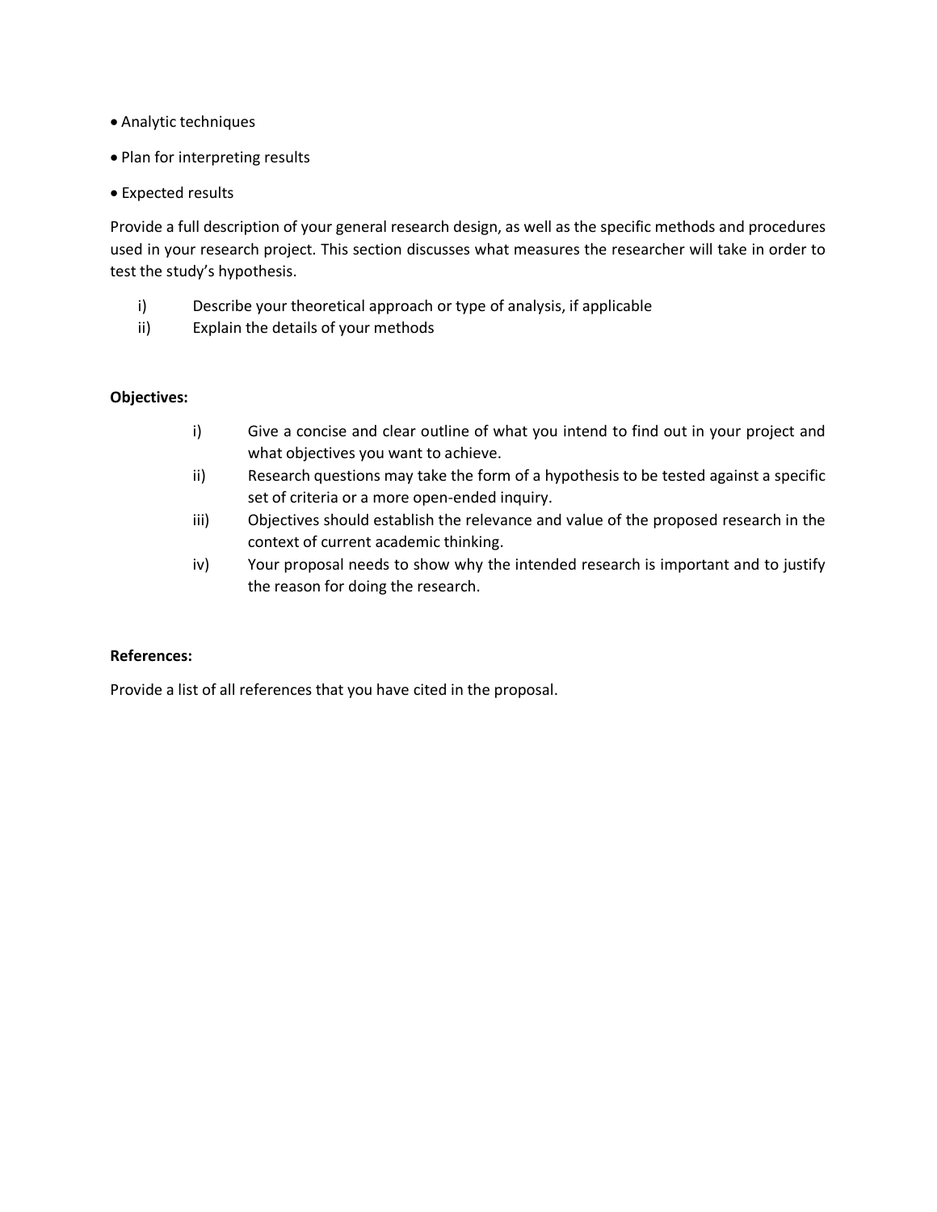- Analytic techniques
- Plan for interpreting results
- Expected results

Provide a full description of your general research design, as well as the specific methods and procedures used in your research project. This section discusses what measures the researcher will take in order to test the study's hypothesis.

i) Describe your theoretical approach or type of analysis, if applicable
ii) Explain the details of your methods

**Objectives:**

i) Give a concise and clear outline of what you intend to find out in your project and what objectives you want to achieve.
ii) Research questions may take the form of a hypothesis to be tested against a specific set of criteria or a more open-ended inquiry.
iii) Objectives should establish the relevance and value of the proposed research in the context of current academic thinking.
iv) Your proposal needs to show why the intended research is important and to justify the reason for doing the research.

**References:**

Provide a list of all references that you have cited in the proposal.